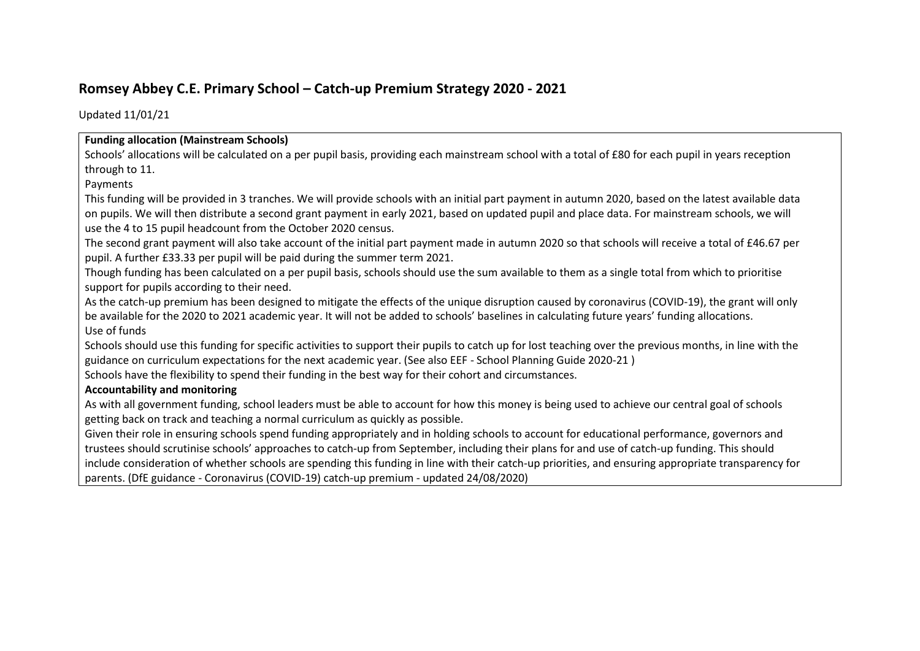# Romsey Abbey C.E. Primary School – Catch-up Premium Strategy 2020 - 2021

Updated 11/01/21

**Funding allocation (Mainstream Schools)**

Schools' allocations will be calculated on a per pupil basis, providing each mainstream school with a total of £80 for each pupil in years reception through to 11.

Payments

This funding will be provided in 3 tranches. We will provide schools with an initial part payment in autumn 2020, based on the latest available data on pupils. We will then distribute a second grant payment in early 2021, based on updated pupil and place data. For mainstream schools, we will use the 4 to 15 pupil headcount from the October 2020 census.

The second grant payment will also take account of the initial part payment made in autumn 2020 so that schools will receive a total of £46.67 per pupil. A further £33.33 per pupil will be paid during the summer term 2021.

Though funding has been calculated on a per pupil basis, schools should use the sum available to them as a single total from which to prioritise support for pupils according to their need.

As the catch-up premium has been designed to mitigate the effects of the unique disruption caused by coronavirus (COVID-19), the grant will only be available for the 2020 to 2021 academic year. It will not be added to schools' baselines in calculating future years' funding allocations.

Use of funds

Schools should use this funding for specific activities to support their pupils to catch up for lost teaching over the previous months, in line with the guidance on curriculum expectations for the next academic year. (See also EEF - School Planning Guide 2020-21 )

Schools have the flexibility to spend their funding in the best way for their cohort and circumstances.

**Accountability and monitoring**

As with all government funding, school leaders must be able to account for how this money is being used to achieve our central goal of schools getting back on track and teaching a normal curriculum as quickly as possible.

Given their role in ensuring schools spend funding appropriately and in holding schools to account for educational performance, governors and trustees should scrutinise schools' approaches to catch-up from September, including their plans for and use of catch-up funding. This should include consideration of whether schools are spending this funding in line with their catch-up priorities, and ensuring appropriate transparency for parents. (DfE guidance - Coronavirus (COVID-19) catch-up premium - updated 24/08/2020)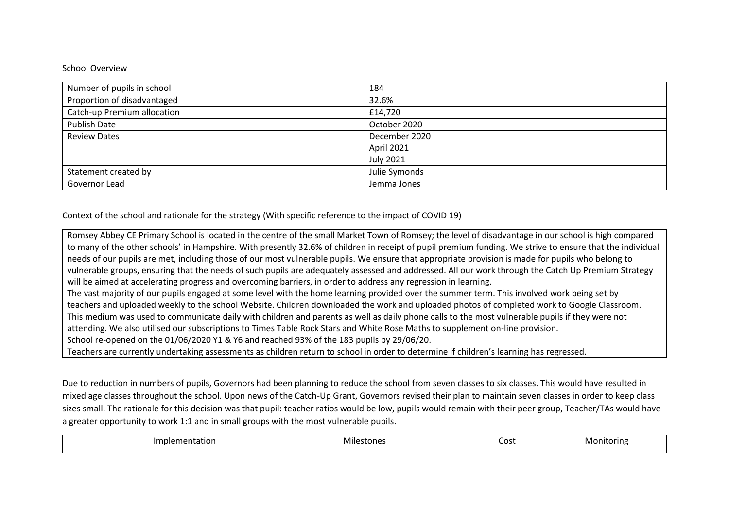School Overview

| Number of pupils in school | 184 |
| --- | --- |
| Proportion of disadvantaged | 32.6% |
| Catch-up Premium allocation | £14,720 |
| Publish Date | October 2020 |
| Review Dates | December 2020<br>April 2021<br>July 2021 |
| Statement created by | Julie Symonds |
| Governor Lead | Jemma Jones |

Context of the school and rationale for the strategy (With specific reference to the impact of COVID 19)

Romsey Abbey CE Primary School is located in the centre of the small Market Town of Romsey; the level of disadvantage in our school is high compared to many of the other schools' in Hampshire. With presently 32.6% of children in receipt of pupil premium funding. We strive to ensure that the individual needs of our pupils are met, including those of our most vulnerable pupils. We ensure that appropriate provision is made for pupils who belong to vulnerable groups, ensuring that the needs of such pupils are adequately assessed and addressed. All our work through the Catch Up Premium Strategy will be aimed at accelerating progress and overcoming barriers, in order to address any regression in learning.
The vast majority of our pupils engaged at some level with the home learning provided over the summer term. This involved work being set by teachers and uploaded weekly to the school Website. Children downloaded the work and uploaded photos of completed work to Google Classroom. This medium was used to communicate daily with children and parents as well as daily phone calls to the most vulnerable pupils if they were not attending. We also utilised our subscriptions to Times Table Rock Stars and White Rose Maths to supplement on-line provision.
School re-opened on the 01/06/2020 Y1 & Y6 and reached 93% of the 183 pupils by 29/06/20.
Teachers are currently undertaking assessments as children return to school in order to determine if children's learning has regressed.

Due to reduction in numbers of pupils, Governors had been planning to reduce the school from seven classes to six classes. This would have resulted in mixed age classes throughout the school. Upon news of the Catch-Up Grant, Governors revised their plan to maintain seven classes in order to keep class sizes small. The rationale for this decision was that pupil: teacher ratios would be low, pupils would remain with their peer group, Teacher/TAs would have a greater opportunity to work 1:1 and in small groups with the most vulnerable pupils.

| | Implementation | Milestones | Cost | Monitoring |
| --- | --- | --- | --- | --- |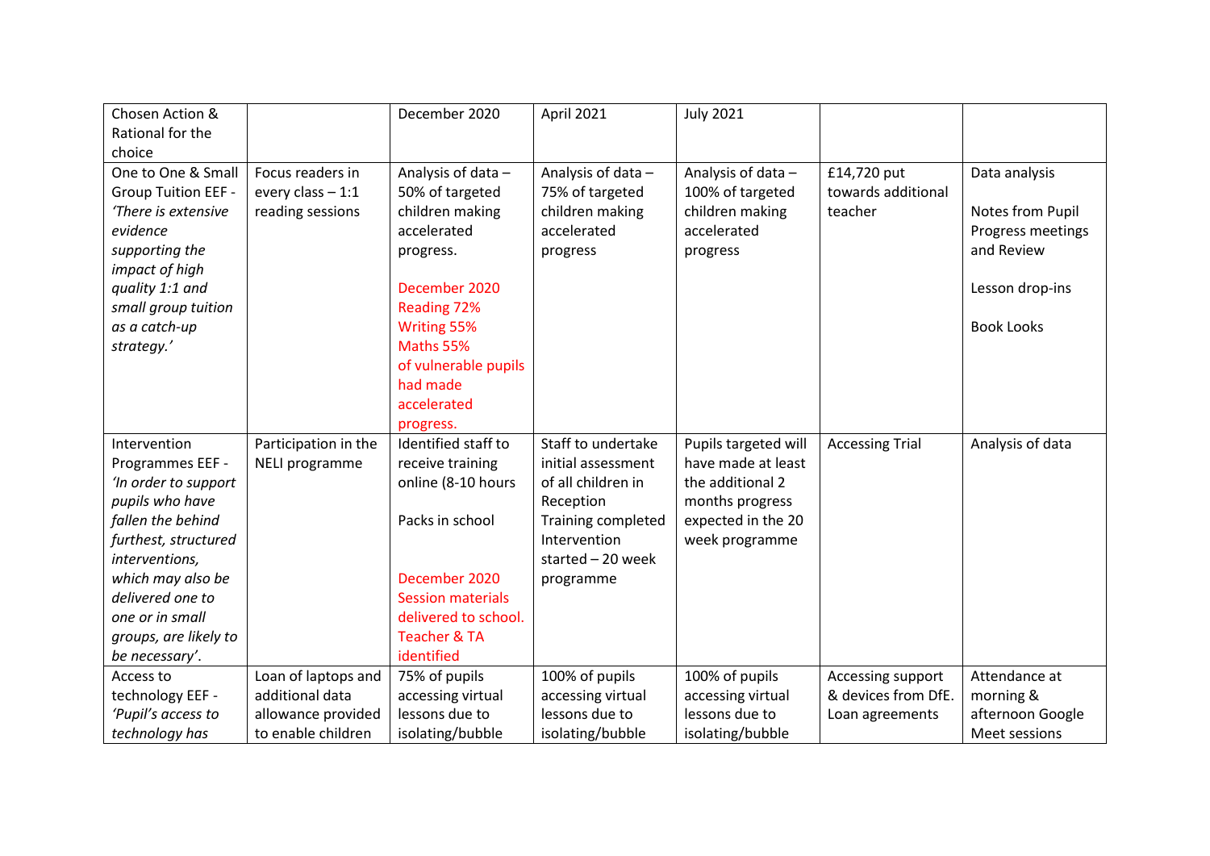| Chosen Action & Rational for the choice | | December 2020 | April 2021 | July 2021 | | |
|---|---|---|---|---|---|---|
| One to One & Small Group Tuition EEF - *'There is extensive evidence supporting the impact of high quality 1:1 and small group tuition as a catch-up strategy.'* | Focus readers in every class – 1:1 reading sessions | Analysis of data – 50% of targeted children making accelerated progress.<br><br>December 2020 Reading 72% Writing 55% Maths 55% of vulnerable pupils had made accelerated progress. | Analysis of data – 75% of targeted children making accelerated progress | Analysis of data – 100% of targeted children making accelerated progress | £14,720 put towards additional teacher | Data analysis<br><br>Notes from Pupil Progress meetings and Review<br><br>Lesson drop-ins<br><br>Book Looks |
| Intervention Programmes EEF - *'In order to support pupils who have fallen the behind furthest, structured interventions, which may also be delivered one to one or in small groups, are likely to be necessary'*. | Participation in the NELI programme | Identified staff to receive training online (8-10 hours<br><br>Packs in school<br><br>December 2020 Session materials delivered to school. Teacher & TA identified | Staff to undertake initial assessment of all children in Reception Training completed Intervention started – 20 week programme | Pupils targeted will have made at least the additional 2 months progress expected in the 20 week programme | Accessing Trial | Analysis of data |
| Access to technology EEF - *'Pupil's access to technology has* | Loan of laptops and additional data allowance provided to enable children | 75% of pupils accessing virtual lessons due to isolating/bubble | 100% of pupils accessing virtual lessons due to isolating/bubble | 100% of pupils accessing virtual lessons due to isolating/bubble | Accessing support & devices from DfE. Loan agreements | Attendance at morning & afternoon Google Meet sessions |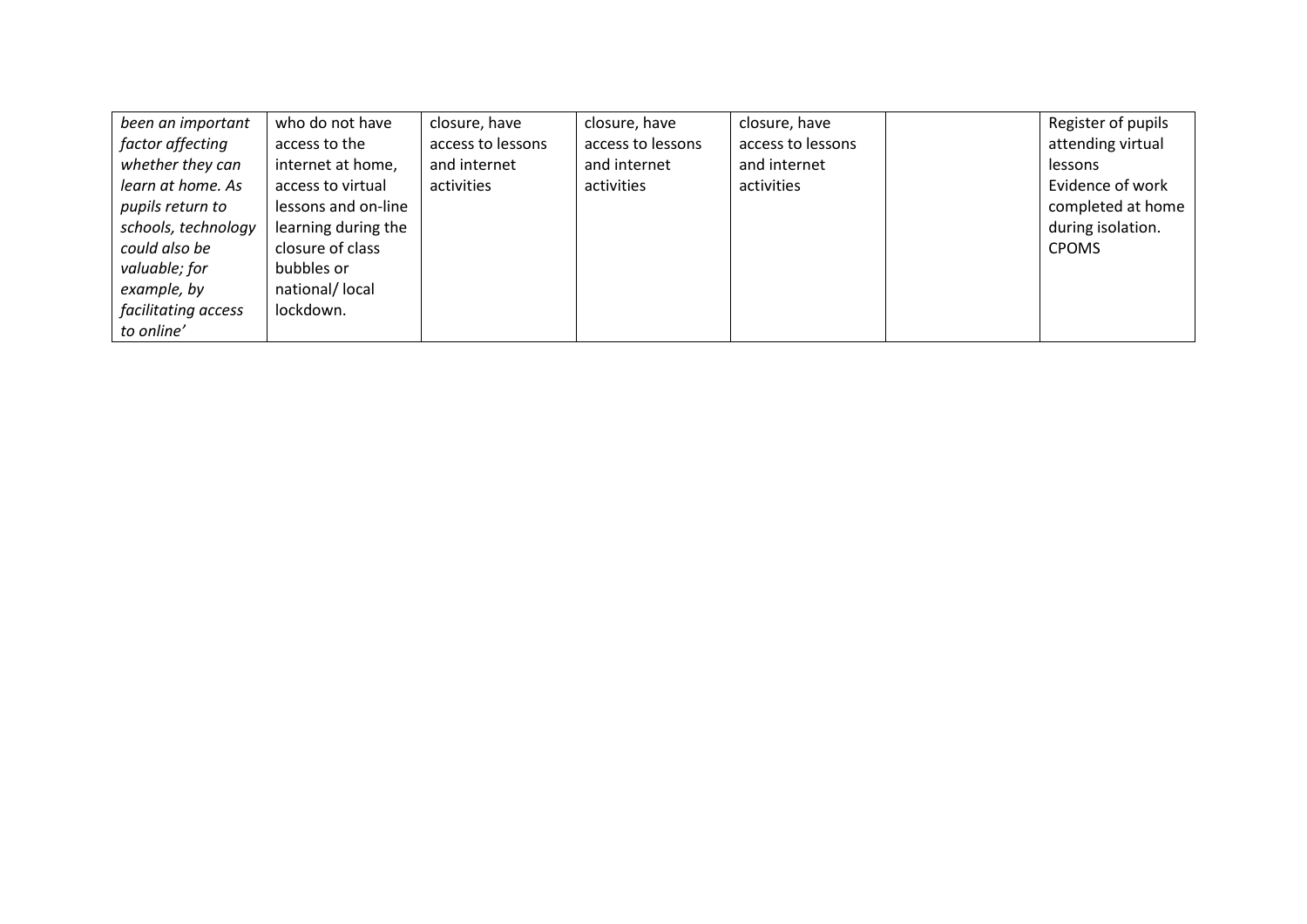| | | | | | | |
|---|---|---|---|---|---|---|
| *been an important factor affecting whether they can learn at home. As pupils return to schools, technology could also be valuable; for example, by facilitating access to online'* | who do not have access to the internet at home, access to virtual lessons and on-line learning during the closure of class bubbles or national/ local lockdown. | closure, have access to lessons and internet activities | closure, have access to lessons and internet activities | closure, have access to lessons and internet activities | | Register of pupils attending virtual lessons<br>Evidence of work completed at home during isolation.<br>CPOMS |